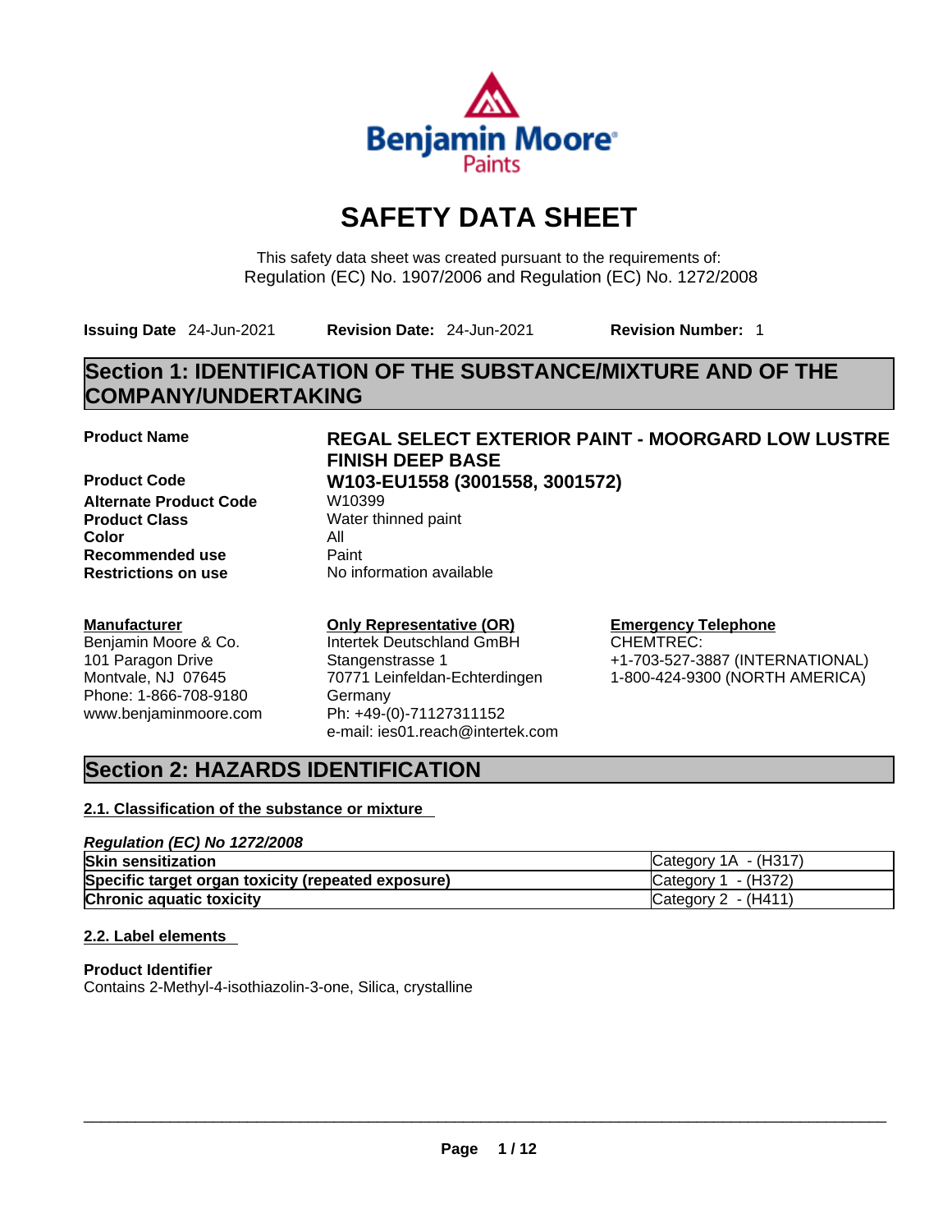# SAFETY DATA SHEET

This safety data sheet was created pursuant to the requirements of:
Regulation (EC) No. 1907/2006 and Regulation (EC) No. 1272/2008

**Issuing Date** 24-Jun-2021 **Revision Date:** 24-Jun-2021 **Revision Number:** 1

## Section 1: IDENTIFICATION OF THE SUBSTANCE/MIXTURE AND OF THE COMPANY/UNDERTAKING

| | |
|---|---|
| **Product Name** | **REGAL SELECT EXTERIOR PAINT - MOORGARD LOW LUSTRE FINISH DEEP BASE** |
| **Product Code** | **W103-EU1558 (3001558, 3001572)** |
| **Alternate Product Code** | W10399 |
| **Product Class** | Water thinned paint |
| **Color** | All |
| **Recommended use** | Paint |
| **Restrictions on use** | No information available |

**Manufacturer**
Benjamin Moore & Co.
101 Paragon Drive
Montvale, NJ 07645
Phone: 1-866-708-9180
www.benjaminmoore.com

**Only Representative (OR)**
Intertek Deutschland GmbH
Stangenstrasse 1
70771 Leinfeldan-Echterdingen
Germany
Ph: +49-(0)-71127311152
e-mail: ies01.reach@intertek.com

**Emergency Telephone**
CHEMTREC:
+1-703-527-3887 (INTERNATIONAL)
1-800-424-9300 (NORTH AMERICA)

## Section 2: HAZARDS IDENTIFICATION

### 2.1. Classification of the substance or mixture

*Regulation (EC) No 1272/2008*

| | |
|---|---|
| **Skin sensitization** | Category 1A - (H317) |
| **Specific target organ toxicity (repeated exposure)** | Category 1 - (H372) |
| **Chronic aquatic toxicity** | Category 2 - (H411) |

### 2.2. Label elements

**Product Identifier**
Contains 2-Methyl-4-isothiazolin-3-one, Silica, crystalline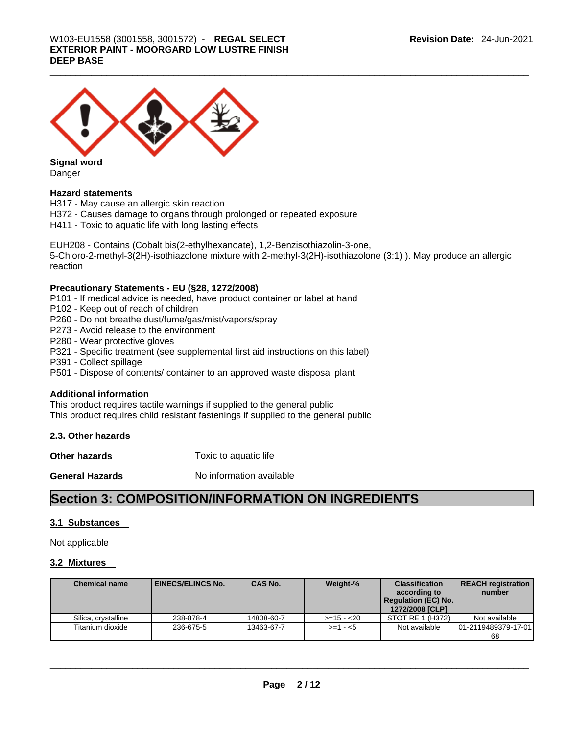**Signal word**
Danger

**Hazard statements**
H317 - May cause an allergic skin reaction
H372 - Causes damage to organs through prolonged or repeated exposure
H411 - Toxic to aquatic life with long lasting effects

EUH208 - Contains (Cobalt bis(2-ethylhexanoate), 1,2-Benzisothiazolin-3-one, 5-Chloro-2-methyl-3(2H)-isothiazolone mixture with 2-methyl-3(2H)-isothiazolone (3:1) ). May produce an allergic reaction

**Precautionary Statements - EU (§28, 1272/2008)**
P101 - If medical advice is needed, have product container or label at hand
P102 - Keep out of reach of children
P260 - Do not breathe dust/fume/gas/mist/vapors/spray
P273 - Avoid release to the environment
P280 - Wear protective gloves
P321 - Specific treatment (see supplemental first aid instructions on this label)
P391 - Collect spillage
P501 - Dispose of contents/ container to an approved waste disposal plant

**Additional information**
This product requires tactile warnings if supplied to the general public
This product requires child resistant fastenings if supplied to the general public

### 2.3. Other hazards

**Other hazards** Toxic to aquatic life

**General Hazards** No information available

## Section 3: COMPOSITION/INFORMATION ON INGREDIENTS

### 3.1 Substances

Not applicable

### 3.2 Mixtures

| Chemical name | EINECS/ELINCS No. | CAS No. | Weight-% | Classification according to Regulation (EC) No. 1272/2008 [CLP] | REACH registration number |
|---|---|---|---|---|---|
| Silica, crystalline | 238-878-4 | 14808-60-7 | >=15 - <20 | STOT RE 1 (H372) | Not available |
| Titanium dioxide | 236-675-5 | 13463-67-7 | >=1 - <5 | Not available | 01-2119489379-17-0168 |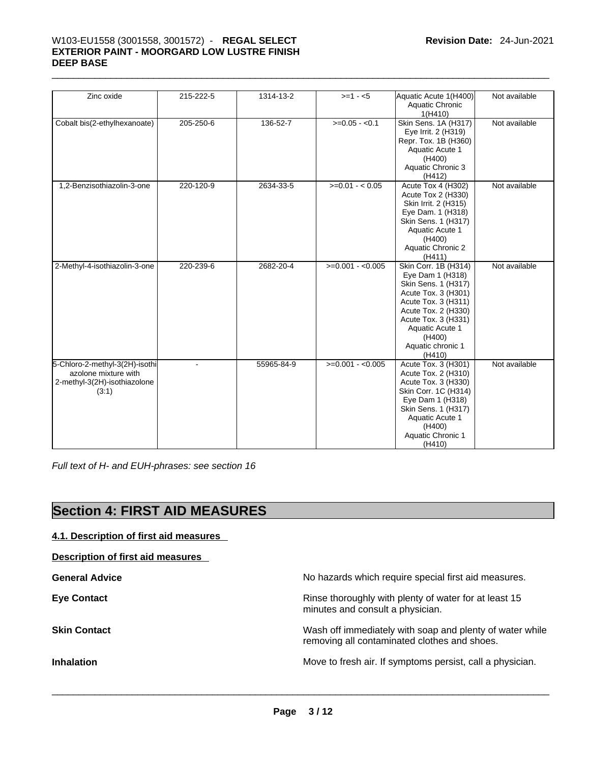| Zinc oxide | 215-222-5 | 1314-13-2 | >=1 - <5 | Aquatic Acute 1(H400) Aquatic Chronic 1(H410) | Not available |
|---|---|---|---|---|---|
| Cobalt bis(2-ethylhexanoate) | 205-250-6 | 136-52-7 | >=0.05 - <0.1 | Skin Sens. 1A (H317) Eye Irrit. 2 (H319) Repr. Tox. 1B (H360) Aquatic Acute 1 (H400) Aquatic Chronic 3 (H412) | Not available |
| 1,2-Benzisothiazolin-3-one | 220-120-9 | 2634-33-5 | >=0.01 - < 0.05 | Acute Tox 4 (H302) Acute Tox 2 (H330) Skin Irrit. 2 (H315) Eye Dam. 1 (H318) Skin Sens. 1 (H317) Aquatic Acute 1 (H400) Aquatic Chronic 2 (H411) | Not available |
| 2-Methyl-4-isothiazolin-3-one | 220-239-6 | 2682-20-4 | >=0.001 - <0.005 | Skin Corr. 1B (H314) Eye Dam 1 (H318) Skin Sens. 1 (H317) Acute Tox. 3 (H301) Acute Tox. 3 (H311) Acute Tox. 2 (H330) Acute Tox. 3 (H331) Aquatic Acute 1 (H400) Aquatic chronic 1 (H410) | Not available |
| 5-Chloro-2-methyl-3(2H)-isothiazolone mixture with 2-methyl-3(2H)-isothiazolone (3:1) | - | 55965-84-9 | >=0.001 - <0.005 | Acute Tox. 3 (H301) Acute Tox. 2 (H310) Acute Tox. 3 (H330) Skin Corr. 1C (H314) Eye Dam 1 (H318) Skin Sens. 1 (H317) Aquatic Acute 1 (H400) Aquatic Chronic 1 (H410) | Not available |

*Full text of H- and EUH-phrases: see section 16*

# Section 4: FIRST AID MEASURES

## 4.1. Description of first aid measures

**Description of first aid measures**

**General Advice** No hazards which require special first aid measures.

**Eye Contact** Rinse thoroughly with plenty of water for at least 15 minutes and consult a physician.

**Skin Contact** Wash off immediately with soap and plenty of water while removing all contaminated clothes and shoes.

**Inhalation** Move to fresh air. If symptoms persist, call a physician.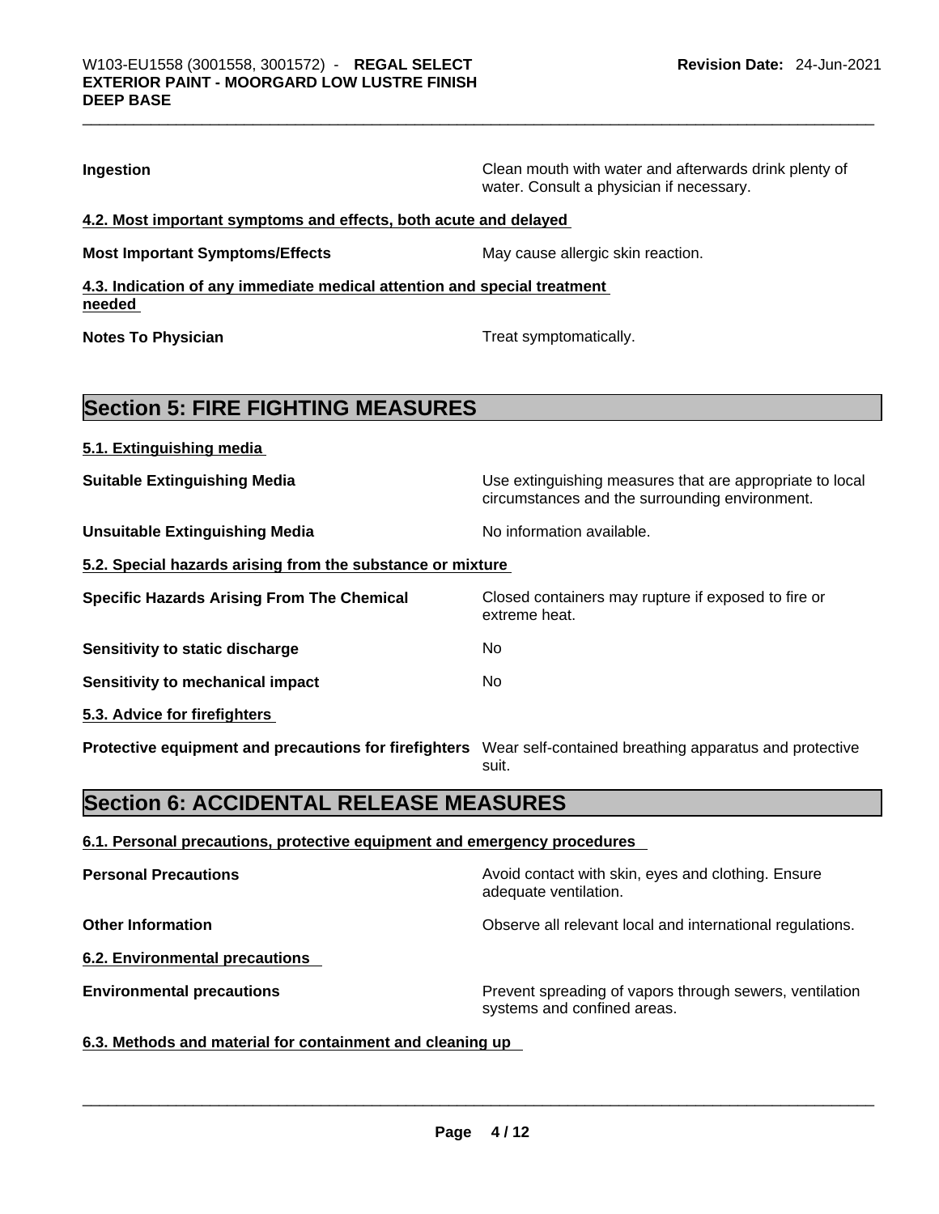**Ingestion** Clean mouth with water and afterwards drink plenty of water. Consult a physician if necessary.

**4.2. Most important symptoms and effects, both acute and delayed**

**Most Important Symptoms/Effects** May cause allergic skin reaction.

**4.3. Indication of any immediate medical attention and special treatment needed**

**Notes To Physician** Treat symptomatically.

## Section 5: FIRE FIGHTING MEASURES

**5.1. Extinguishing media**

**Suitable Extinguishing Media** Use extinguishing measures that are appropriate to local circumstances and the surrounding environment.

**Unsuitable Extinguishing Media** No information available.

**5.2. Special hazards arising from the substance or mixture**

**Specific Hazards Arising From The Chemical** Closed containers may rupture if exposed to fire or extreme heat.

**Sensitivity to static discharge** No

**Sensitivity to mechanical impact** No

**5.3. Advice for firefighters**

**Protective equipment and precautions for firefighters** Wear self-contained breathing apparatus and protective suit.

## Section 6: ACCIDENTAL RELEASE MEASURES

**6.1. Personal precautions, protective equipment and emergency procedures**

**Personal Precautions** Avoid contact with skin, eyes and clothing. Ensure adequate ventilation.

**Other Information** Observe all relevant local and international regulations.

**6.2. Environmental precautions**

**Environmental precautions** Prevent spreading of vapors through sewers, ventilation systems and confined areas.

**6.3. Methods and material for containment and cleaning up**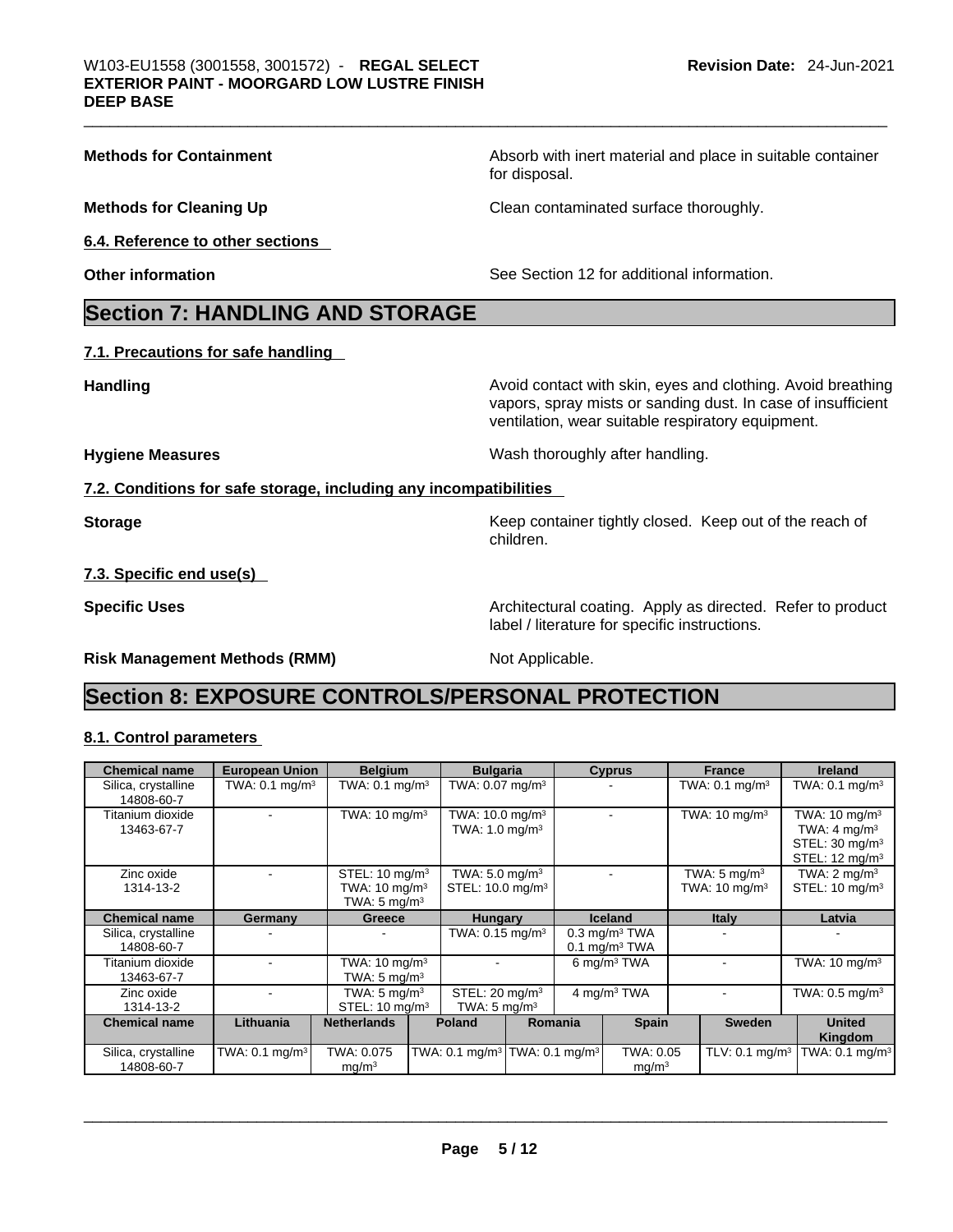**Methods for Containment** Absorb with inert material and place in suitable container for disposal.

**Methods for Cleaning Up** Clean contaminated surface thoroughly.

**6.4. Reference to other sections**

**Other information** See Section 12 for additional information.

## Section 7: HANDLING AND STORAGE

**7.1. Precautions for safe handling**

**Handling** Avoid contact with skin, eyes and clothing. Avoid breathing vapors, spray mists or sanding dust. In case of insufficient ventilation, wear suitable respiratory equipment.

**Hygiene Measures** Wash thoroughly after handling.

**7.2. Conditions for safe storage, including any incompatibilities**

**Storage** Keep container tightly closed. Keep out of the reach of children.

**7.3. Specific end use(s)**

**Specific Uses** Architectural coating. Apply as directed. Refer to product label / literature for specific instructions.

**Risk Management Methods (RMM)** Not Applicable.

## Section 8: EXPOSURE CONTROLS/PERSONAL PROTECTION

**8.1. Control parameters**

| Chemical name | European Union | Belgium | Bulgaria | Cyprus | France | Ireland |
|---|---|---|---|---|---|---|
| Silica, crystalline 14808-60-7 | TWA: 0.1 mg/m³ | TWA: 0.1 mg/m³ | TWA: 0.07 mg/m³ | - | TWA: 0.1 mg/m³ | TWA: 0.1 mg/m³ |
| Titanium dioxide 13463-67-7 | - | TWA: 10 mg/m³ | TWA: 10.0 mg/m³ TWA: 1.0 mg/m³ | - | TWA: 10 mg/m³ | TWA: 10 mg/m³ TWA: 4 mg/m³ STEL: 30 mg/m³ STEL: 12 mg/m³ |
| Zinc oxide 1314-13-2 | - | STEL: 10 mg/m³ TWA: 10 mg/m³ TWA: 5 mg/m³ | TWA: 5.0 mg/m³ STEL: 10.0 mg/m³ | - | TWA: 5 mg/m³ TWA: 10 mg/m³ | TWA: 2 mg/m³ STEL: 10 mg/m³ |

| Chemical name | Germany | Greece | Hungary | Iceland | Italy | Latvia |
|---|---|---|---|---|---|---|
| Silica, crystalline 14808-60-7 | - | - | TWA: 0.15 mg/m³ | 0.3 mg/m³ TWA 0.1 mg/m³ TWA | - | - |
| Titanium dioxide 13463-67-7 | - | TWA: 10 mg/m³ TWA: 5 mg/m³ | - | 6 mg/m³ TWA | - | TWA: 10 mg/m³ |
| Zinc oxide 1314-13-2 | - | TWA: 5 mg/m³ STEL: 10 mg/m³ | STEL: 20 mg/m³ TWA: 5 mg/m³ | 4 mg/m³ TWA | - | TWA: 0.5 mg/m³ |

| Chemical name | Lithuania | Netherlands | Poland | Romania | Spain | Sweden | United Kingdom |
|---|---|---|---|---|---|---|---|
| Silica, crystalline 14808-60-7 | TWA: 0.1 mg/m³ | TWA: 0.075 mg/m³ | TWA: 0.1 mg/m³ | TWA: 0.1 mg/m³ | TWA: 0.05 mg/m³ | TLV: 0.1 mg/m³ | TWA: 0.1 mg/m³ |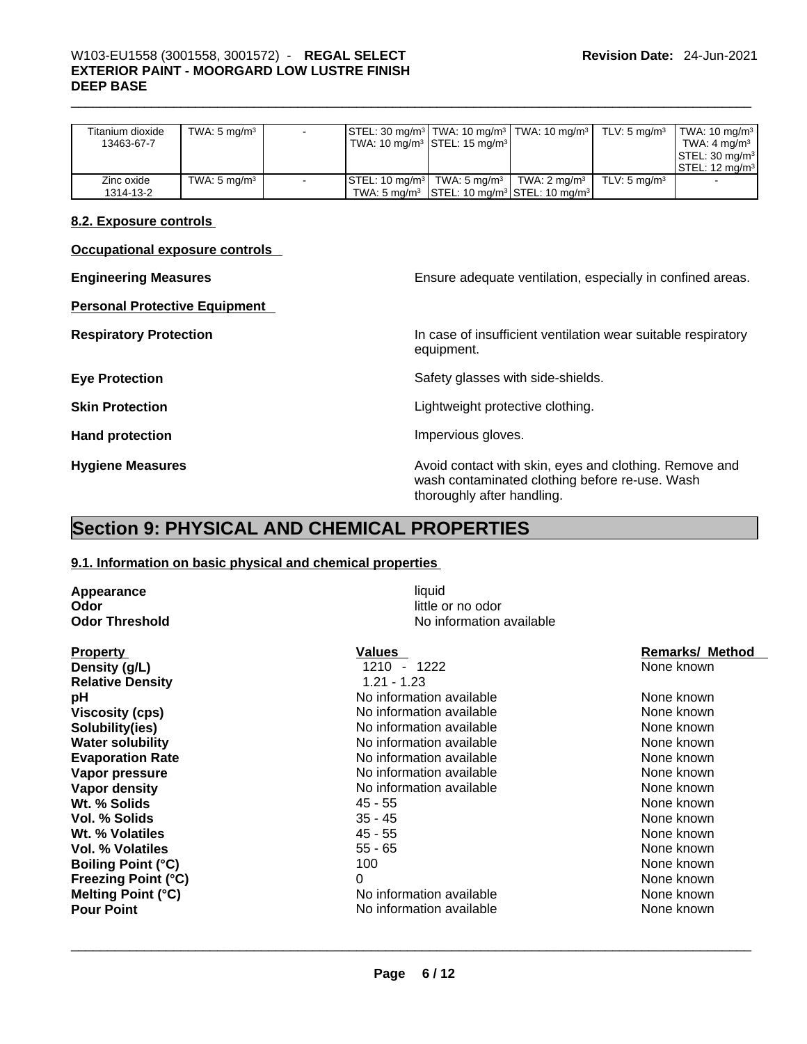| Titanium dioxide 13463-67-7 | TWA: 5 mg/m³ | - | STEL: 30 mg/m³ TWA: 10 mg/m³ | TWA: 10 mg/m³ STEL: 15 mg/m³ | TWA: 10 mg/m³ | TLV: 5 mg/m³ | TWA: 10 mg/m³ TWA: 4 mg/m³ STEL: 30 mg/m³ STEL: 12 mg/m³ |
|---|---|---|---|---|---|---|---|
| Zinc oxide 1314-13-2 | TWA: 5 mg/m³ | - | STEL: 10 mg/m³ TWA: 5 mg/m³ | TWA: 5 mg/m³ STEL: 10 mg/m³ | TWA: 2 mg/m³ STEL: 10 mg/m³ | TLV: 5 mg/m³ | - |

### 8.2. Exposure controls

**Occupational exposure controls**

**Engineering Measures** Ensure adequate ventilation, especially in confined areas.

**Personal Protective Equipment**

**Respiratory Protection** In case of insufficient ventilation wear suitable respiratory equipment.

**Eye Protection** Safety glasses with side-shields.

**Skin Protection** Lightweight protective clothing.

**Hand protection** Impervious gloves.

**Hygiene Measures** Avoid contact with skin, eyes and clothing. Remove and wash contaminated clothing before re-use. Wash thoroughly after handling.

# Section 9: PHYSICAL AND CHEMICAL PROPERTIES

### 9.1. Information on basic physical and chemical properties

**Appearance** liquid
**Odor** little or no odor
**Odor Threshold** No information available

| Property | Values | Remarks/ Method |
|---|---|---|
| **Density (g/L)** | 1210 - 1222 | None known |
| **Relative Density** | 1.21 - 1.23 | |
| **pH** | No information available | None known |
| **Viscosity (cps)** | No information available | None known |
| **Solubility(ies)** | No information available | None known |
| **Water solubility** | No information available | None known |
| **Evaporation Rate** | No information available | None known |
| **Vapor pressure** | No information available | None known |
| **Vapor density** | No information available | None known |
| **Wt. % Solids** | 45 - 55 | None known |
| **Vol. % Solids** | 35 - 45 | None known |
| **Wt. % Volatiles** | 45 - 55 | None known |
| **Vol. % Volatiles** | 55 - 65 | None known |
| **Boiling Point (°C)** | 100 | None known |
| **Freezing Point (°C)** | 0 | None known |
| **Melting Point (°C)** | No information available | None known |
| **Pour Point** | No information available | None known |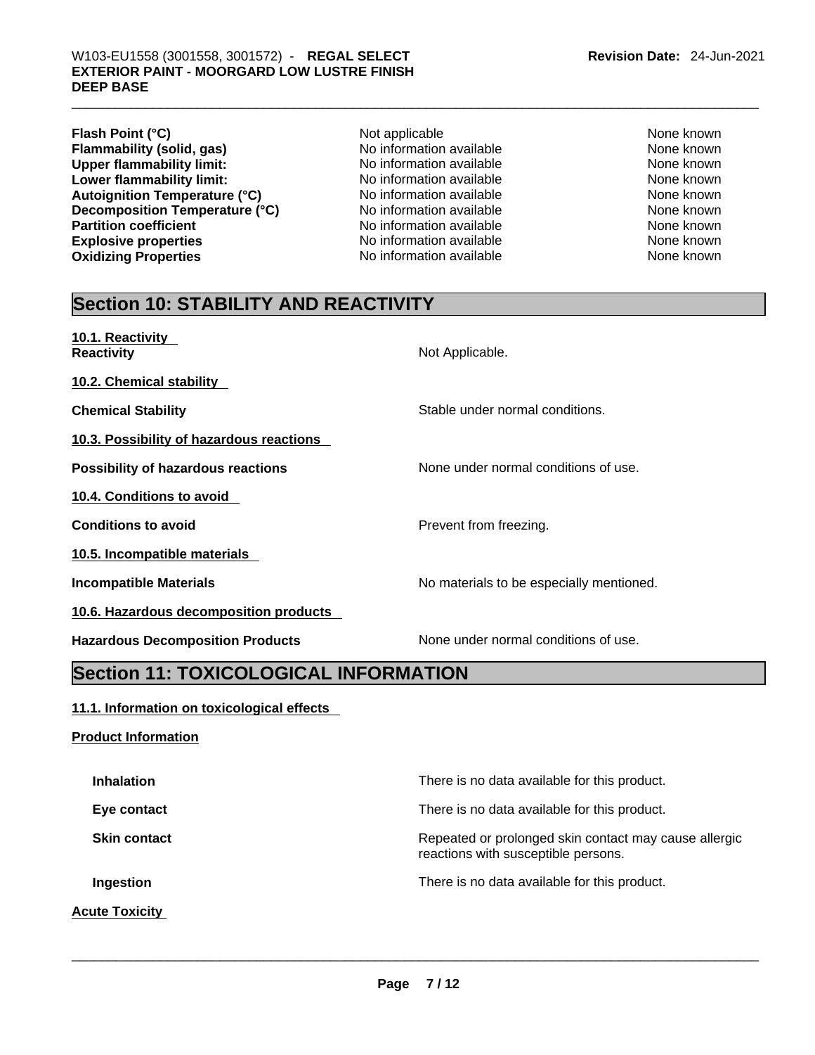| | | |
|---|---|---|
| **Flash Point (°C)** | Not applicable | None known |
| **Flammability (solid, gas)** | No information available | None known |
| **Upper flammability limit:** | No information available | None known |
| **Lower flammability limit:** | No information available | None known |
| **Autoignition Temperature (°C)** | No information available | None known |
| **Decomposition Temperature (°C)** | No information available | None known |
| **Partition coefficient** | No information available | None known |
| **Explosive properties** | No information available | None known |
| **Oxidizing Properties** | No information available | None known |

## Section 10: STABILITY AND REACTIVITY

**10.1. Reactivity**

**Reactivity** Not Applicable.

**10.2. Chemical stability**

**Chemical Stability** Stable under normal conditions.

**10.3. Possibility of hazardous reactions**

**Possibility of hazardous reactions** None under normal conditions of use.

**10.4. Conditions to avoid**

**Conditions to avoid** Prevent from freezing.

**10.5. Incompatible materials**

**Incompatible Materials** No materials to be especially mentioned.

**10.6. Hazardous decomposition products**

**Hazardous Decomposition Products** None under normal conditions of use.

## Section 11: TOXICOLOGICAL INFORMATION

**11.1. Information on toxicological effects**

**Product Information**

**Inhalation** There is no data available for this product.

**Eye contact** There is no data available for this product.

**Skin contact** Repeated or prolonged skin contact may cause allergic reactions with susceptible persons.

**Ingestion** There is no data available for this product.

**Acute Toxicity**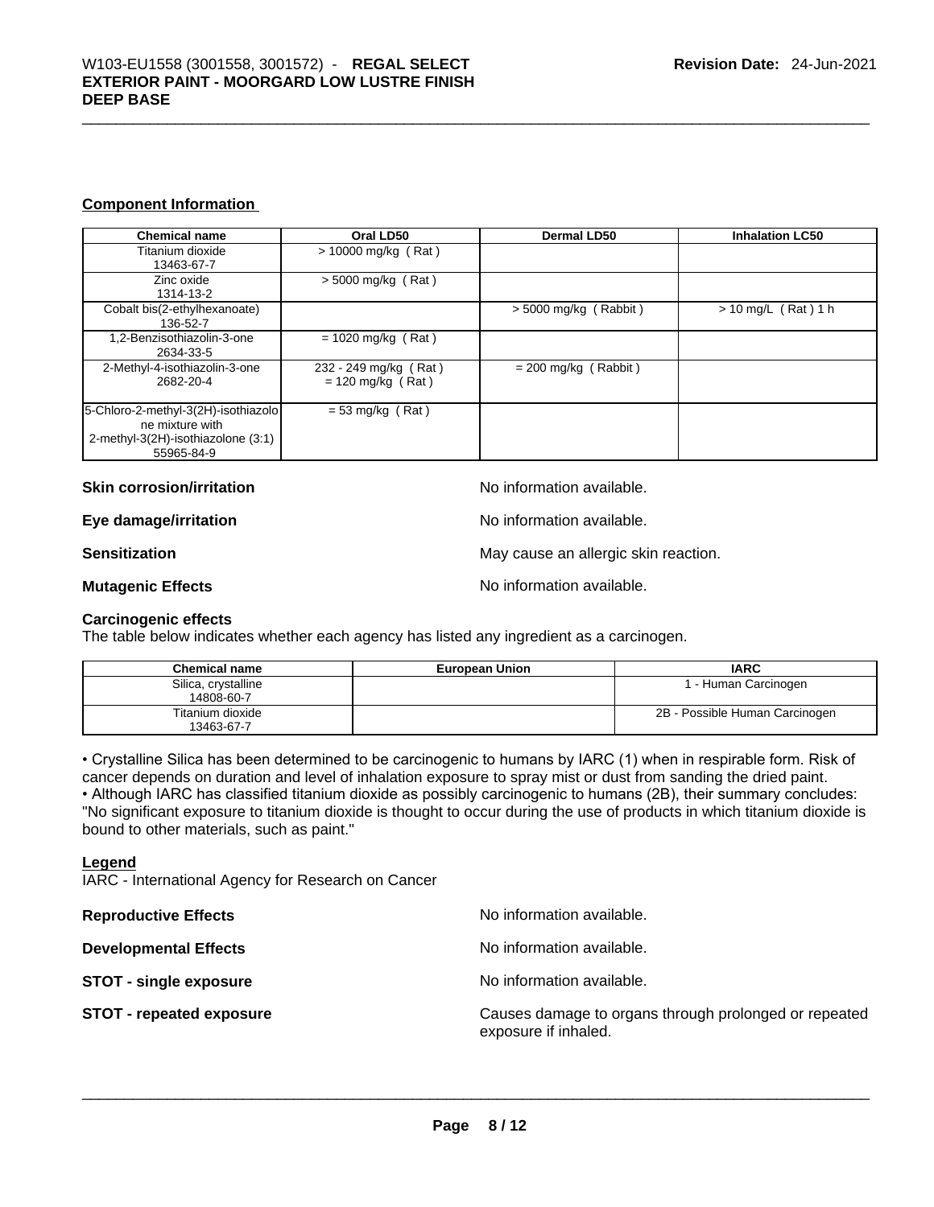### Component Information

| Chemical name | Oral LD50 | Dermal LD50 | Inhalation LC50 |
|---|---|---|---|
| Titanium dioxide 13463-67-7 | > 10000 mg/kg ( Rat ) | | |
| Zinc oxide 1314-13-2 | > 5000 mg/kg ( Rat ) | | |
| Cobalt bis(2-ethylhexanoate) 136-52-7 | | > 5000 mg/kg ( Rabbit ) | > 10 mg/L ( Rat ) 1 h |
| 1,2-Benzisothiazolin-3-one 2634-33-5 | = 1020 mg/kg ( Rat ) | | |
| 2-Methyl-4-isothiazolin-3-one 2682-20-4 | 232 - 249 mg/kg ( Rat ) = 120 mg/kg ( Rat ) | = 200 mg/kg ( Rabbit ) | |
| 5-Chloro-2-methyl-3(2H)-isothiazolone mixture with 2-methyl-3(2H)-isothiazolone (3:1) 55965-84-9 | = 53 mg/kg ( Rat ) | | |

**Skin corrosion/irritation** No information available.

**Eye damage/irritation** No information available.

**Sensitization** May cause an allergic skin reaction.

**Mutagenic Effects** No information available.

**Carcinogenic effects**

The table below indicates whether each agency has listed any ingredient as a carcinogen.

| Chemical name | European Union | IARC |
|---|---|---|
| Silica, crystalline 14808-60-7 | | 1 - Human Carcinogen |
| Titanium dioxide 13463-67-7 | | 2B - Possible Human Carcinogen |

• Crystalline Silica has been determined to be carcinogenic to humans by IARC (1) when in respirable form. Risk of cancer depends on duration and level of inhalation exposure to spray mist or dust from sanding the dried paint.
• Although IARC has classified titanium dioxide as possibly carcinogenic to humans (2B), their summary concludes: "No significant exposure to titanium dioxide is thought to occur during the use of products in which titanium dioxide is bound to other materials, such as paint."

**Legend**

IARC - International Agency for Research on Cancer

**Reproductive Effects** No information available.

**Developmental Effects** No information available.

**STOT - single exposure** No information available.

**STOT - repeated exposure** Causes damage to organs through prolonged or repeated exposure if inhaled.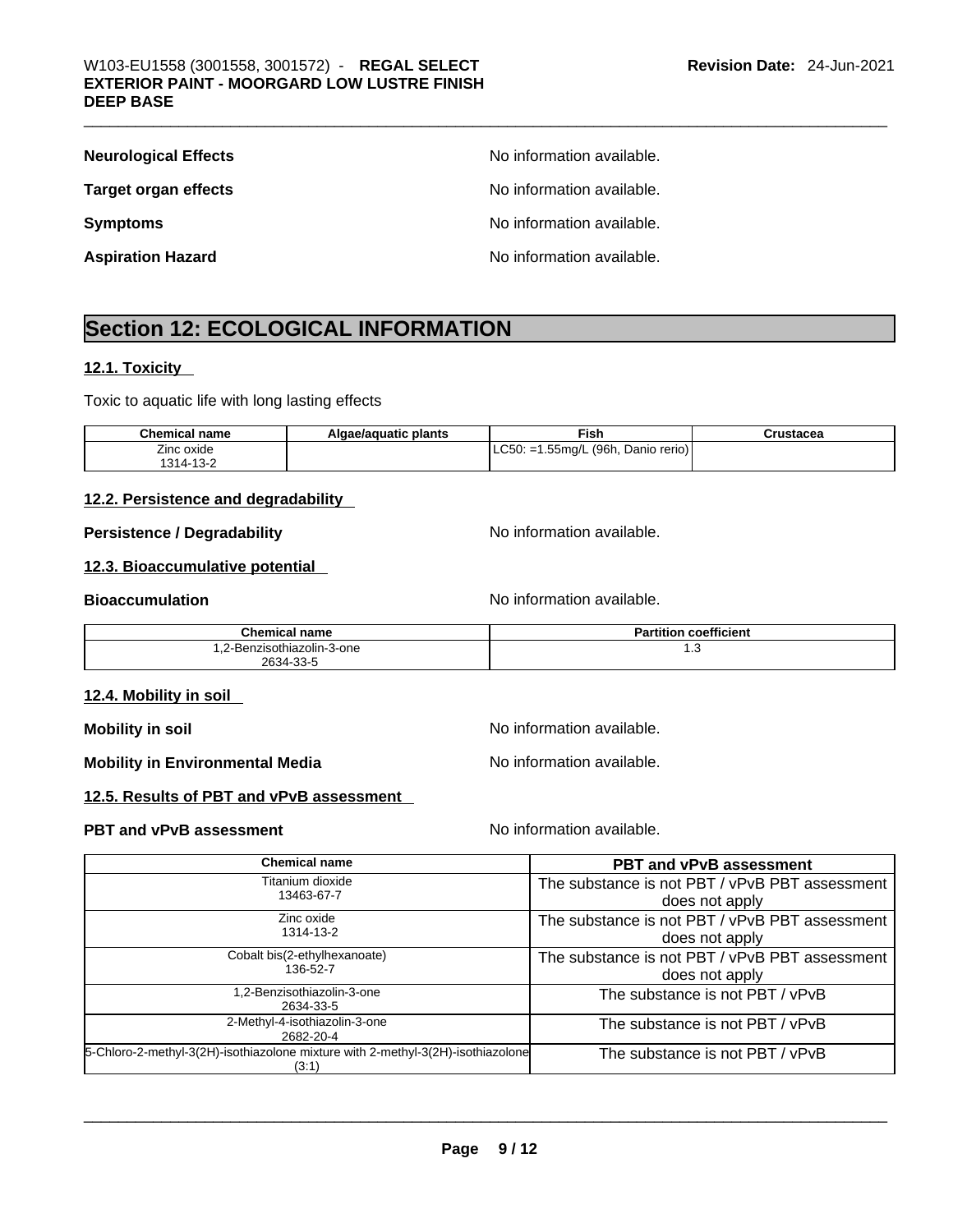**Neurological Effects** No information available.

**Target organ effects** No information available.

**Symptoms** No information available.

**Aspiration Hazard** No information available.

## Section 12: ECOLOGICAL INFORMATION

### 12.1. Toxicity

Toxic to aquatic life with long lasting effects

| Chemical name | Algae/aquatic plants | Fish | Crustacea |
|---|---|---|---|
| Zinc oxide<br>1314-13-2 | | LC50: =1.55mg/L (96h, Danio rerio) | |

### 12.2. Persistence and degradability

**Persistence / Degradability** No information available.

### 12.3. Bioaccumulative potential

**Bioaccumulation** No information available.

| Chemical name | Partition coefficient |
|---|---|
| 1,2-Benzisothiazolin-3-one<br>2634-33-5 | 1.3 |

### 12.4. Mobility in soil

**Mobility in soil** No information available.

**Mobility in Environmental Media** No information available.

### 12.5. Results of PBT and vPvB assessment

**PBT and vPvB assessment** No information available.

| Chemical name | PBT and vPvB assessment |
|---|---|
| Titanium dioxide<br>13463-67-7 | The substance is not PBT / vPvB PBT assessment does not apply |
| Zinc oxide<br>1314-13-2 | The substance is not PBT / vPvB PBT assessment does not apply |
| Cobalt bis(2-ethylhexanoate)<br>136-52-7 | The substance is not PBT / vPvB PBT assessment does not apply |
| 1,2-Benzisothiazolin-3-one<br>2634-33-5 | The substance is not PBT / vPvB |
| 2-Methyl-4-isothiazolin-3-one<br>2682-20-4 | The substance is not PBT / vPvB |
| 5-Chloro-2-methyl-3(2H)-isothiazolone mixture with 2-methyl-3(2H)-isothiazolone (3:1) | The substance is not PBT / vPvB |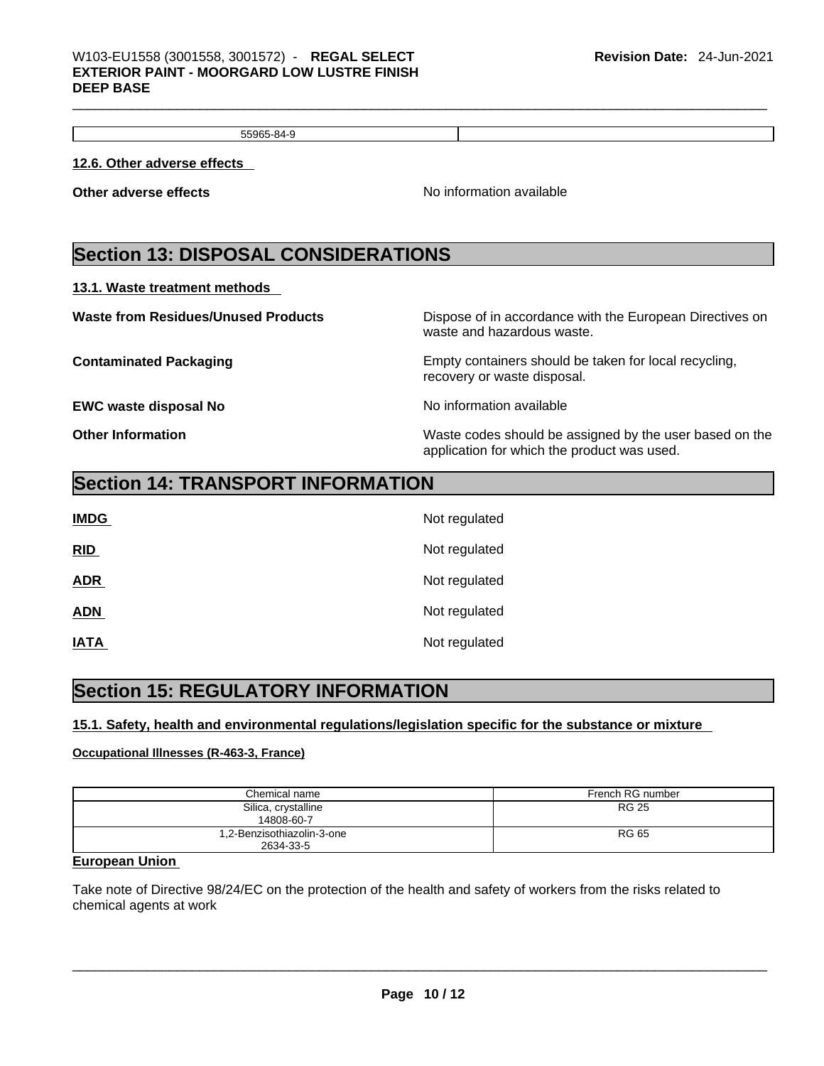| 55965-84-9 | |
|---|---|

### 12.6. Other adverse effects

**Other adverse effects** No information available

## Section 13: DISPOSAL CONSIDERATIONS

### 13.1. Waste treatment methods

**Waste from Residues/Unused Products** Dispose of in accordance with the European Directives on waste and hazardous waste.

**Contaminated Packaging** Empty containers should be taken for local recycling, recovery or waste disposal.

**EWC waste disposal No** No information available

**Other Information** Waste codes should be assigned by the user based on the application for which the product was used.

## Section 14: TRANSPORT INFORMATION

**IMDG** Not regulated

**RID** Not regulated

**ADR** Not regulated

**ADN** Not regulated

**IATA** Not regulated

## Section 15: REGULATORY INFORMATION

### 15.1. Safety, health and environmental regulations/legislation specific for the substance or mixture

**Occupational Illnesses (R-463-3, France)**

| Chemical name | French RG number |
|---|---|
| Silica, crystalline<br>14808-60-7 | RG 25 |
| 1,2-Benzisothiazolin-3-one<br>2634-33-5 | RG 65 |

**European Union**

Take note of Directive 98/24/EC on the protection of the health and safety of workers from the risks related to chemical agents at work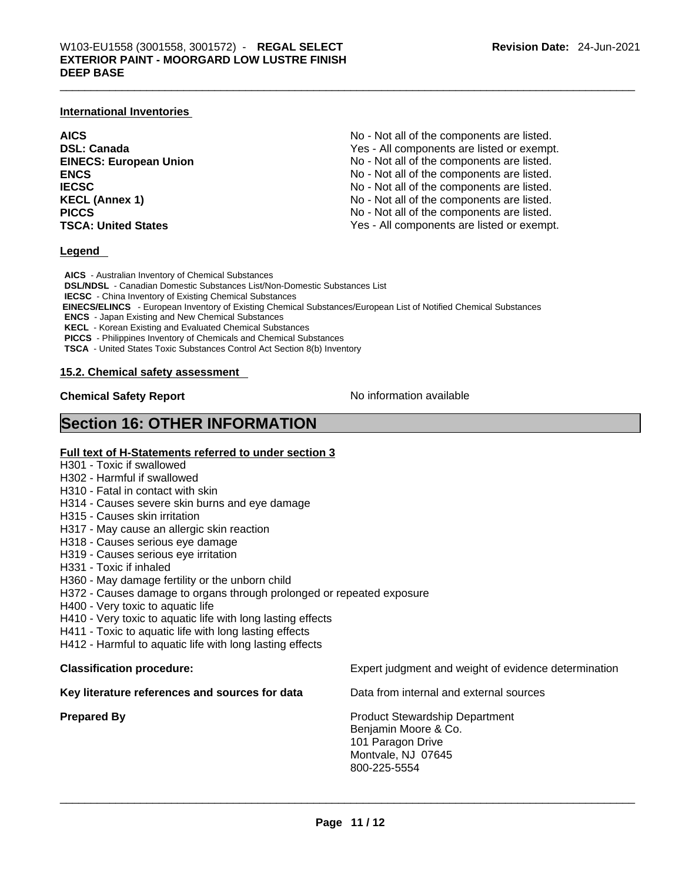#### International Inventories

| | |
|---|---|
| **AICS** | No - Not all of the components are listed. |
| **DSL: Canada** | Yes - All components are listed or exempt. |
| **EINECS: European Union** | No - Not all of the components are listed. |
| **ENCS** | No - Not all of the components are listed. |
| **IECSC** | No - Not all of the components are listed. |
| **KECL (Annex 1)** | No - Not all of the components are listed. |
| **PICCS** | No - Not all of the components are listed. |
| **TSCA: United States** | Yes - All components are listed or exempt. |

#### Legend

**AICS** - Australian Inventory of Chemical Substances
**DSL/NDSL** - Canadian Domestic Substances List/Non-Domestic Substances List
**IECSC** - China Inventory of Existing Chemical Substances
**EINECS/ELINCS** - European Inventory of Existing Chemical Substances/European List of Notified Chemical Substances
**ENCS** - Japan Existing and New Chemical Substances
**KECL** - Korean Existing and Evaluated Chemical Substances
**PICCS** - Philippines Inventory of Chemicals and Chemical Substances
**TSCA** - United States Toxic Substances Control Act Section 8(b) Inventory

#### 15.2. Chemical safety assessment

**Chemical Safety Report** No information available

## Section 16: OTHER INFORMATION

#### Full text of H-Statements referred to under section 3

H301 - Toxic if swallowed
H302 - Harmful if swallowed
H310 - Fatal in contact with skin
H314 - Causes severe skin burns and eye damage
H315 - Causes skin irritation
H317 - May cause an allergic skin reaction
H318 - Causes serious eye damage
H319 - Causes serious eye irritation
H331 - Toxic if inhaled
H360 - May damage fertility or the unborn child
H372 - Causes damage to organs through prolonged or repeated exposure
H400 - Very toxic to aquatic life
H410 - Very toxic to aquatic life with long lasting effects
H411 - Toxic to aquatic life with long lasting effects
H412 - Harmful to aquatic life with long lasting effects

**Classification procedure:** Expert judgment and weight of evidence determination

**Key literature references and sources for data** Data from internal and external sources

**Prepared By** Product Stewardship Department
Benjamin Moore & Co.
101 Paragon Drive
Montvale, NJ 07645
800-225-5554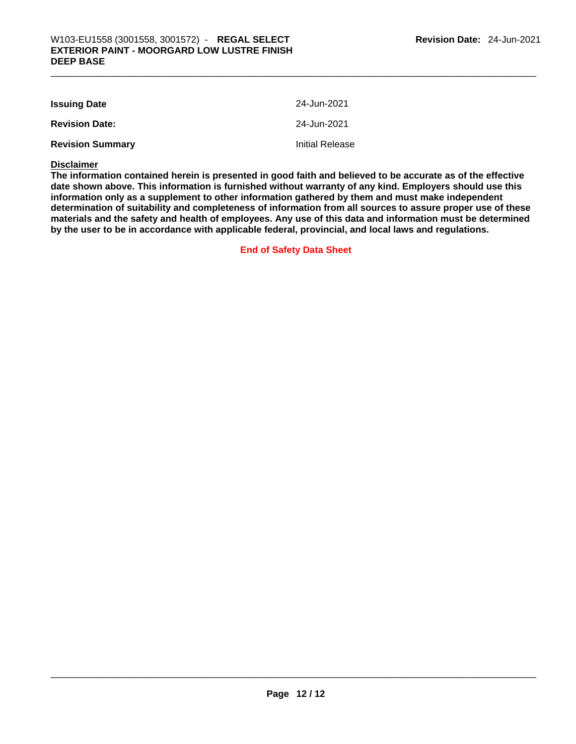| | |
|---|---|
| **Issuing Date** | 24-Jun-2021 |
| **Revision Date:** | 24-Jun-2021 |
| **Revision Summary** | Initial Release |

**Disclaimer**

**The information contained herein is presented in good faith and believed to be accurate as of the effective date shown above. This information is furnished without warranty of any kind. Employers should use this information only as a supplement to other information gathered by them and must make independent determination of suitability and completeness of information from all sources to assure proper use of these materials and the safety and health of employees. Any use of this data and information must be determined by the user to be in accordance with applicable federal, provincial, and local laws and regulations.**

**End of Safety Data Sheet**